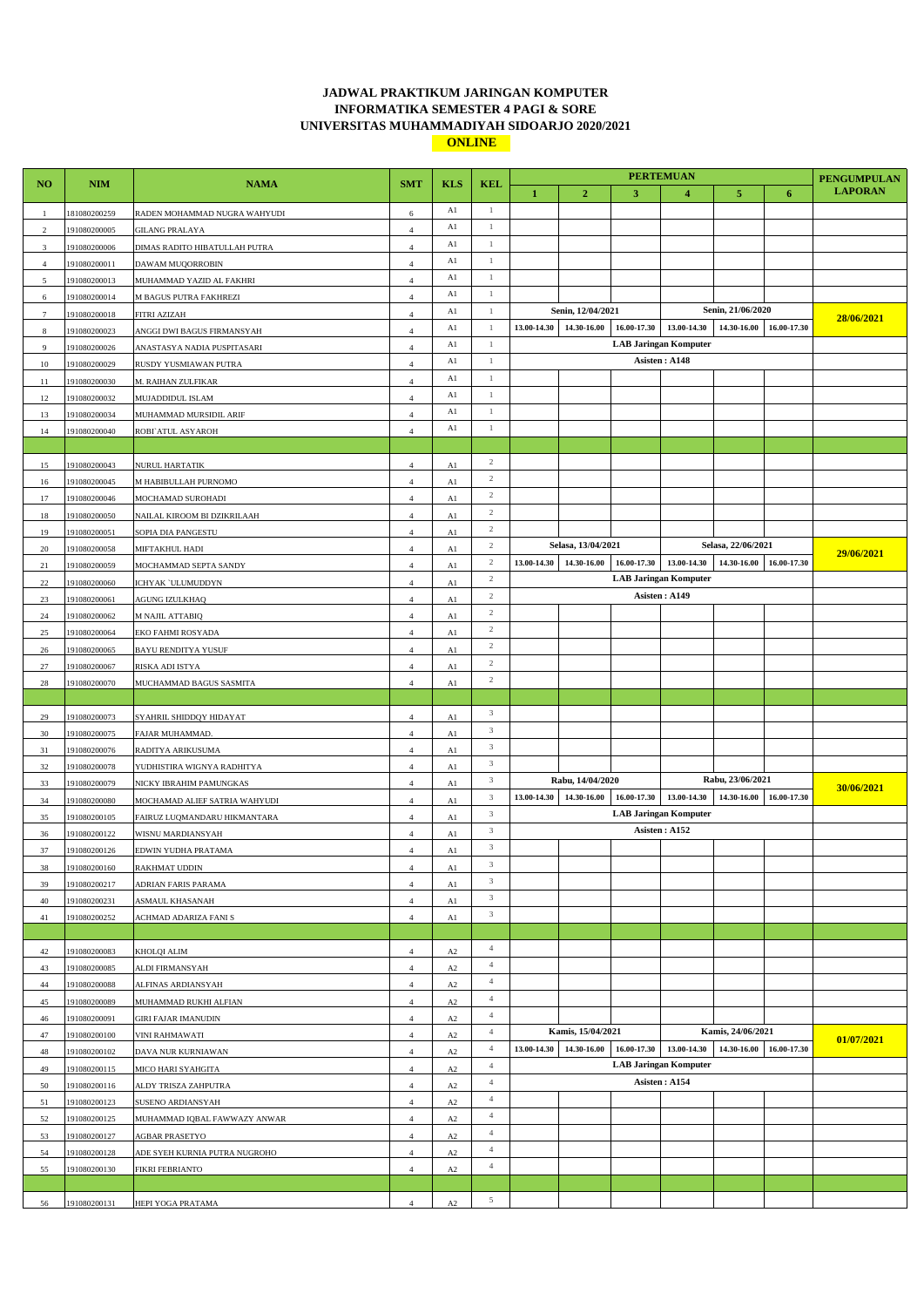# JADWAL PRAKTIKUM JARINGAN KOMPUTER
# INFORMATIKA SEMESTER 4 PAGI & SORE
# UNIVERSITAS MUHAMMADIYAH SIDOARJO 2020/2021

**ONLINE**

| NO | NIM | NAMA | SMT | KLS | KEL | PERTEMUAN | | | | | | PENGUMPULAN LAPORAN |
|---|---|---|---|---|---|---|---|---|---|---|---|---|
| | | | | | | 1 | 2 | 3 | 4 | 5 | 6 | |
| 1 | 181080200259 | RADEN MOHAMMAD NUGRA WAHYUDI | 6 | A1 | 1 | | | | | | | |
| 2 | 191080200005 | GILANG PRALAYA | 4 | A1 | 1 | | | | | | | |
| 3 | 191080200006 | DIMAS RADITO HIBATULLAH PUTRA | 4 | A1 | 1 | | | | | | | |
| 4 | 191080200011 | DAWAM MUQORROBIN | 4 | A1 | 1 | | | | | | | |
| 5 | 191080200013 | MUHAMMAD YAZID AL FAKHRI | 4 | A1 | 1 | | | | | | | |
| 6 | 191080200014 | M BAGUS PUTRA FAKHREZI | 4 | A1 | 1 | | | | | | | |
| 7 | 191080200018 | FITRI AZIZAH | 4 | A1 | 1 | Senin, 12/04/2021 | | | Senin, 21/06/2020 | | | 28/06/2021 |
| 8 | 191080200023 | ANGGI DWI BAGUS FIRMANSYAH | 4 | A1 | 1 | 13.00-14.30 | 14.30-16.00 | 16.00-17.30 | 13.00-14.30 | 14.30-16.00 | 16.00-17.30 | |
| 9 | 191080200026 | ANASTASYA NADIA PUSPITASARI | 4 | A1 | 1 | LAB Jaringan Komputer | | | | | | |
| 10 | 191080200029 | RUSDY YUSMIAWAN PUTRA | 4 | A1 | 1 | Asisten : A148 | | | | | | |
| 11 | 191080200030 | M. RAIHAN ZULFIKAR | 4 | A1 | 1 | | | | | | | |
| 12 | 191080200032 | MUJADDIDUL ISLAM | 4 | A1 | 1 | | | | | | | |
| 13 | 191080200034 | MUHAMMAD MURSIDIL ARIF | 4 | A1 | 1 | | | | | | | |
| 14 | 191080200040 | ROBI`ATUL ASYAROH | 4 | A1 | 1 | | | | | | | |
| | | | | | | | | | | | | |
| 15 | 191080200043 | NURUL HARTATIK | 4 | A1 | 2 | | | | | | | |
| 16 | 191080200045 | M HABIBULLAH PURNOMO | 4 | A1 | 2 | | | | | | | |
| 17 | 191080200046 | MOCHAMAD SUROHADI | 4 | A1 | 2 | | | | | | | |
| 18 | 191080200050 | NAILAL KIROOM BI DZIKRILAAH | 4 | A1 | 2 | | | | | | | |
| 19 | 191080200051 | SOPIA DIA PANGESTU | 4 | A1 | 2 | | | | | | | |
| 20 | 191080200058 | MIFTAKHUL HADI | 4 | A1 | 2 | Selasa, 13/04/2021 | | | Selasa, 22/06/2021 | | | 29/06/2021 |
| 21 | 191080200059 | MOCHAMMAD SEPTA SANDY | 4 | A1 | 2 | 13.00-14.30 | 14.30-16.00 | 16.00-17.30 | 13.00-14.30 | 14.30-16.00 | 16.00-17.30 | |
| 22 | 191080200060 | ICHYAK `ULUMUDDYN | 4 | A1 | 2 | LAB Jaringan Komputer | | | | | | |
| 23 | 191080200061 | AGUNG IZULKHAQ | 4 | A1 | 2 | Asisten : A149 | | | | | | |
| 24 | 191080200062 | M NAJIL ATTABIQ | 4 | A1 | 2 | | | | | | | |
| 25 | 191080200064 | EKO FAHMI ROSYADA | 4 | A1 | 2 | | | | | | | |
| 26 | 191080200065 | BAYU RENDITYA YUSUF | 4 | A1 | 2 | | | | | | | |
| 27 | 191080200067 | RISKA ADI ISTYA | 4 | A1 | 2 | | | | | | | |
| 28 | 191080200070 | MUCHAMMAD BAGUS SASMITA | 4 | A1 | 2 | | | | | | | |
| | | | | | | | | | | | | |
| 29 | 191080200073 | SYAHRIL SHIDDQY HIDAYAT | 4 | A1 | 3 | | | | | | | |
| 30 | 191080200075 | FAJAR MUHAMMAD. | 4 | A1 | 3 | | | | | | | |
| 31 | 191080200076 | RADITYA ARIKUSUMA | 4 | A1 | 3 | | | | | | | |
| 32 | 191080200078 | YUDHISTIRA WIGNYA RADHITYA | 4 | A1 | 3 | | | | | | | |
| 33 | 191080200079 | NICKY IBRAHIM PAMUNGKAS | 4 | A1 | 3 | Rabu, 14/04/2020 | | | Rabu, 23/06/2021 | | | 30/06/2021 |
| 34 | 191080200080 | MOCHAMAD ALIEF SATRIA WAHYUDI | 4 | A1 | 3 | 13.00-14.30 | 14.30-16.00 | 16.00-17.30 | 13.00-14.30 | 14.30-16.00 | 16.00-17.30 | |
| 35 | 191080200105 | FAIRUZ LUQMANDARU HIKMANTARA | 4 | A1 | 3 | LAB Jaringan Komputer | | | | | | |
| 36 | 191080200122 | WISNU MARDIANSYAH | 4 | A1 | 3 | Asisten : A152 | | | | | | |
| 37 | 191080200126 | EDWIN YUDHA PRATAMA | 4 | A1 | 3 | | | | | | | |
| 38 | 191080200160 | RAKHMAT UDDIN | 4 | A1 | 3 | | | | | | | |
| 39 | 191080200217 | ADRIAN FARIS PARAMA | 4 | A1 | 3 | | | | | | | |
| 40 | 191080200231 | ASMAUL KHASANAH | 4 | A1 | 3 | | | | | | | |
| 41 | 191080200252 | ACHMAD ADARIZA FANI S | 4 | A1 | 3 | | | | | | | |
| | | | | | | | | | | | | |
| 42 | 191080200083 | KHOLQI ALIM | 4 | A2 | 4 | | | | | | | |
| 43 | 191080200085 | ALDI FIRMANSYAH | 4 | A2 | 4 | | | | | | | |
| 44 | 191080200088 | ALFINAS ARDIANSYAH | 4 | A2 | 4 | | | | | | | |
| 45 | 191080200089 | MUHAMMAD RUKHI ALFIAN | 4 | A2 | 4 | | | | | | | |
| 46 | 191080200091 | GIRI FAJAR IMANUDIN | 4 | A2 | 4 | | | | | | | |
| 47 | 191080200100 | VINI RAHMAWATI | 4 | A2 | 4 | Kamis, 15/04/2021 | | | Kamis, 24/06/2021 | | | 01/07/2021 |
| 48 | 191080200102 | DAVA NUR KURNIAWAN | 4 | A2 | 4 | 13.00-14.30 | 14.30-16.00 | 16.00-17.30 | 13.00-14.30 | 14.30-16.00 | 16.00-17.30 | |
| 49 | 191080200115 | MICO HARI SYAHGITA | 4 | A2 | 4 | LAB Jaringan Komputer | | | | | | |
| 50 | 191080200116 | ALDY TRISZA ZAHPUTRA | 4 | A2 | 4 | Asisten : A154 | | | | | | |
| 51 | 191080200123 | SUSENO ARDIANSYAH | 4 | A2 | 4 | | | | | | | |
| 52 | 191080200125 | MUHAMMAD IQBAL FAWWAZY ANWAR | 4 | A2 | 4 | | | | | | | |
| 53 | 191080200127 | AGBAR PRASETYO | 4 | A2 | 4 | | | | | | | |
| 54 | 191080200128 | ADE SYEH KURNIA PUTRA NUGROHO | 4 | A2 | 4 | | | | | | | |
| 55 | 191080200130 | FIKRI FEBRIANTO | 4 | A2 | 4 | | | | | | | |
| | | | | | | | | | | | | |
| 56 | 191080200131 | HEPI YOGA PRATAMA | 4 | A2 | 5 | | | | | | | |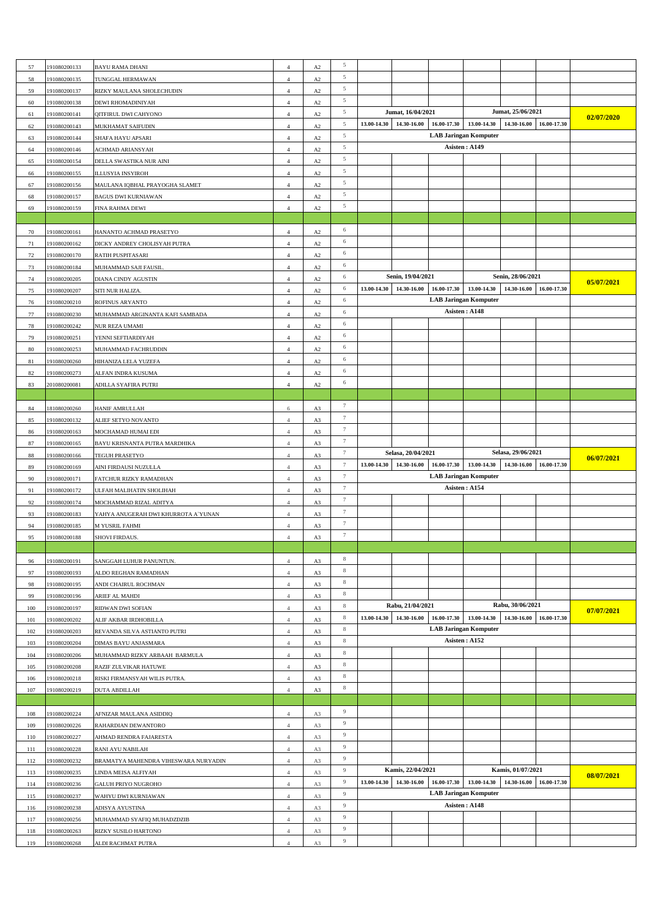| | | | | | | | | | | | | |
|---|---|---|---|---|---|---|---|---|---|---|---|---|
| 57 | 191080200133 | BAYU RAMA DHANI | 4 | A2 | 5 | | | | | | | |
| 58 | 191080200135 | TUNGGAL HERMAWAN | 4 | A2 | 5 | | | | | | | |
| 59 | 191080200137 | RIZKY MAULANA SHOLECHUDIN | 4 | A2 | 5 | | | | | | | |
| 60 | 191080200138 | DEWI RHOMADINIYAH | 4 | A2 | 5 | | | | | | | |
| 61 | 191080200141 | QITFIRUL DWI CAHYONO | 4 | A2 | 5 | Jumat, 16/04/2021 | | | Jumat, 25/06/2021 | | | 02/07/2020 |
| 62 | 191080200143 | MUKHAMAT SAIFUDIN | 4 | A2 | 5 | 13.00-14.30 | 14.30-16.00 | 16.00-17.30 | 13.00-14.30 | 14.30-16.00 | 16.00-17.30 | |
| 63 | 191080200144 | SHAFA HAYU APSARI | 4 | A2 | 5 | LAB Jaringan Komputer | | | | | | |
| 64 | 191080200146 | ACHMAD ARIANSYAH | 4 | A2 | 5 | Asisten : A149 | | | | | | |
| 65 | 191080200154 | DELLA SWASTIKA NUR AINI | 4 | A2 | 5 | | | | | | | |
| 66 | 191080200155 | ILLUSYIA INSYIROH | 4 | A2 | 5 | | | | | | | |
| 67 | 191080200156 | MAULANA IQBHAL PRAYOGHA SLAMET | 4 | A2 | 5 | | | | | | | |
| 68 | 191080200157 | BAGUS DWI KURNIAWAN | 4 | A2 | 5 | | | | | | | |
| 69 | 191080200159 | FINA RAHMA DEWI | 4 | A2 | 5 | | | | | | | |
| | | | | | | | | | | | | |
| 70 | 191080200161 | HANANTO ACHMAD PRASETYO | 4 | A2 | 6 | | | | | | | |
| 71 | 191080200162 | DICKY ANDREY CHOLISYAH PUTRA | 4 | A2 | 6 | | | | | | | |
| 72 | 191080200170 | RATIH PUSPITASARI | 4 | A2 | 6 | | | | | | | |
| 73 | 191080200184 | MUHAMMAD SAJI FAUSIL. | 4 | A2 | 6 | | | | | | | |
| 74 | 191080200205 | DIANA CINDY AGUSTIN | 4 | A2 | 6 | Senin, 19/04/2021 | | | Senin, 28/06/2021 | | | 05/07/2021 |
| 75 | 191080200207 | SITI NUR HALIZA. | 4 | A2 | 6 | 13.00-14.30 | 14.30-16.00 | 16.00-17.30 | 13.00-14.30 | 14.30-16.00 | 16.00-17.30 | |
| 76 | 191080200210 | ROFINUS ARYANTO | 4 | A2 | 6 | LAB Jaringan Komputer | | | | | | |
| 77 | 191080200230 | MUHAMMAD ARGINANTA KAFI SAMBADA | 4 | A2 | 6 | Asisten : A148 | | | | | | |
| 78 | 191080200242 | NUR REZA UMAMI | 4 | A2 | 6 | | | | | | | |
| 79 | 191080200251 | YENNI SEFTIARDIYAH | 4 | A2 | 6 | | | | | | | |
| 80 | 191080200253 | MUHAMMAD FACHRUDDIN | 4 | A2 | 6 | | | | | | | |
| 81 | 191080200260 | HIHANIZA LELA YUZEFA | 4 | A2 | 6 | | | | | | | |
| 82 | 191080200273 | ALFAN INDRA KUSUMA | 4 | A2 | 6 | | | | | | | |
| 83 | 201080200081 | ADILLA SYAFIRA PUTRI | 4 | A2 | 6 | | | | | | | |
| | | | | | | | | | | | | |
| 84 | 181080200260 | HANIF AMRULLAH | 6 | A3 | 7 | | | | | | | |
| 85 | 191080200132 | ALIEF SETYO NOVANTO | 4 | A3 | 7 | | | | | | | |
| 86 | 191080200163 | MOCHAMAD HUMAI EDI | 4 | A3 | 7 | | | | | | | |
| 87 | 191080200165 | BAYU KRISNANTA PUTRA MARDHIKA | 4 | A3 | 7 | | | | | | | |
| 88 | 191080200166 | TEGUH PRASETYO | 4 | A3 | 7 | Selasa, 20/04/2021 | | | Selasa, 29/06/2021 | | | 06/07/2021 |
| 89 | 191080200169 | AINI FIRDAUSI NUZULLA | 4 | A3 | 7 | 13.00-14.30 | 14.30-16.00 | 16.00-17.30 | 13.00-14.30 | 14.30-16.00 | 16.00-17.30 | |
| 90 | 191080200171 | FATCHUR RIZKY RAMADHAN | 4 | A3 | 7 | LAB Jaringan Komputer | | | | | | |
| 91 | 191080200172 | ULFAH MALIHATIN SHOLIHAH | 4 | A3 | 7 | Asisten : A154 | | | | | | |
| 92 | 191080200174 | MOCHAMMAD RIZAL ADITYA | 4 | A3 | 7 | | | | | | | |
| 93 | 191080200183 | YAHYA ANUGERAH DWI KHURROTA A`YUNAN | 4 | A3 | 7 | | | | | | | |
| 94 | 191080200185 | M YUSRIL FAHMI | 4 | A3 | 7 | | | | | | | |
| 95 | 191080200188 | SHOVI FIRDAUS. | 4 | A3 | 7 | | | | | | | |
| | | | | | | | | | | | | |
| 96 | 191080200191 | SANGGAH LUHUR PANUNTUN. | 4 | A3 | 8 | | | | | | | |
| 97 | 191080200193 | ALDO REGHAN RAMADHAN | 4 | A3 | 8 | | | | | | | |
| 98 | 191080200195 | ANDI CHAIRUL ROCHMAN | 4 | A3 | 8 | | | | | | | |
| 99 | 191080200196 | ARIEF AL MAHDI | 4 | A3 | 8 | | | | | | | |
| 100 | 191080200197 | RIDWAN DWI SOFIAN | 4 | A3 | 8 | Rabu, 21/04/2021 | | | Rabu, 30/06/2021 | | | 07/07/2021 |
| 101 | 191080200202 | ALIF AKBAR IRDHOBILLA | 4 | A3 | 8 | 13.00-14.30 | 14.30-16.00 | 16.00-17.30 | 13.00-14.30 | 14.30-16.00 | 16.00-17.30 | |
| 102 | 191080200203 | REVANDA SILVA ASTIANTO PUTRI | 4 | A3 | 8 | LAB Jaringan Komputer | | | | | | |
| 103 | 191080200204 | DIMAS BAYU ANJASMARA | 4 | A3 | 8 | Asisten : A152 | | | | | | |
| 104 | 191080200206 | MUHAMMAD RIZKY ARBAAH BARMULA | 4 | A3 | 8 | | | | | | | |
| 105 | 191080200208 | RAZIF ZULVIKAR HATUWE | 4 | A3 | 8 | | | | | | | |
| 106 | 191080200218 | RISKI FIRMANSYAH WILIS PUTRA. | 4 | A3 | 8 | | | | | | | |
| 107 | 191080200219 | DUTA ABDILLAH | 4 | A3 | 8 | | | | | | | |
| | | | | | | | | | | | | |
| 108 | 191080200224 | AFNIZAR MAULANA ASIDDIQ | 4 | A3 | 9 | | | | | | | |
| 109 | 191080200226 | RAHARDIAN DEWANTORO | 4 | A3 | 9 | | | | | | | |
| 110 | 191080200227 | AHMAD RENDRA FAJARESTA | 4 | A3 | 9 | | | | | | | |
| 111 | 191080200228 | RANI AYU NABILAH | 4 | A3 | 9 | | | | | | | |
| 112 | 191080200232 | BRAMATYA MAHENDRA VIHESWARA NURYADIN | 4 | A3 | 9 | | | | | | | |
| 113 | 191080200235 | LINDA MEISA ALFIYAH | 4 | A3 | 9 | Kamis, 22/04/2021 | | | Kamis, 01/07/2021 | | | 08/07/2021 |
| 114 | 191080200236 | GALUH PRIYO NUGROHO | 4 | A3 | 9 | 13.00-14.30 | 14.30-16.00 | 16.00-17.30 | 13.00-14.30 | 14.30-16.00 | 16.00-17.30 | |
| 115 | 191080200237 | WAHYU DWI KURNIAWAN | 4 | A3 | 9 | LAB Jaringan Komputer | | | | | | |
| 116 | 191080200238 | ADISYA AYUSTINA | 4 | A3 | 9 | Asisten : A148 | | | | | | |
| 117 | 191080200256 | MUHAMMAD SYAFIQ MUHADZDZIB | 4 | A3 | 9 | | | | | | | |
| 118 | 191080200263 | RIZKY SUSILO HARTONO | 4 | A3 | 9 | | | | | | | |
| 119 | 191080200268 | ALDI RACHMAT PUTRA | 4 | A3 | 9 | | | | | | | |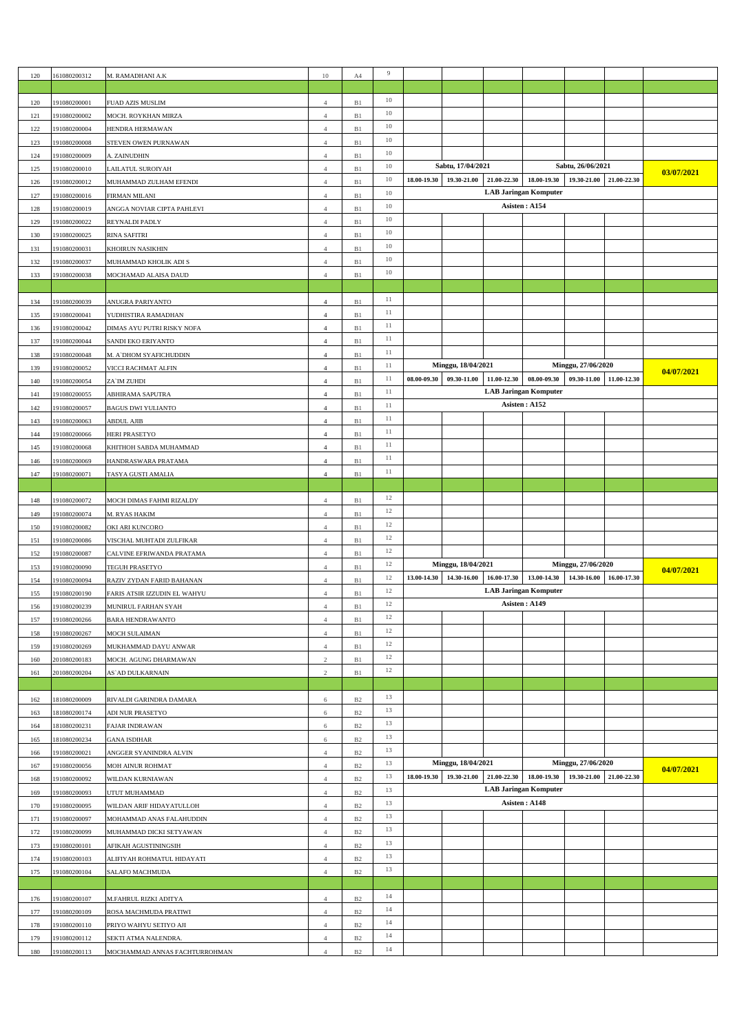| | | | | | | | | | | | | |
|---|---|---|---|---|---|---|---|---|---|---|---|---|
| 120 | 161080200312 | M. RAMADHANI A.K | 10 | A4 | 9 | | | | | | | |
| | | | | | | | | | | | | |
| 120 | 191080200001 | FUAD AZIS MUSLIM | 4 | B1 | 10 | | | | | | | |
| 121 | 191080200002 | MOCH. ROYKHAN MIRZA | 4 | B1 | 10 | | | | | | | |
| 122 | 191080200004 | HENDRA HERMAWAN | 4 | B1 | 10 | | | | | | | |
| 123 | 191080200008 | STEVEN OWEN PURNAWAN | 4 | B1 | 10 | | | | | | | |
| 124 | 191080200009 | A. ZAINUDHIN | 4 | B1 | 10 | | | | | | | |
| 125 | 191080200010 | LAILATUL SUROIYAH | 4 | B1 | 10 | Sabtu, 17/04/2021 | | | Sabtu, 26/06/2021 | | | 03/07/2021 |
| 126 | 191080200012 | MUHAMMAD ZULHAM EFENDI | 4 | B1 | 10 | 18.00-19.30 | 19.30-21.00 | 21.00-22.30 | 18.00-19.30 | 19.30-21.00 | 21.00-22.30 | |
| 127 | 191080200016 | FIRMAN MILANI | 4 | B1 | 10 | LAB Jaringan Komputer | | | | | | |
| 128 | 191080200019 | ANGGA NOVIAR CIPTA PAHLEVI | 4 | B1 | 10 | Asisten : A154 | | | | | | |
| 129 | 191080200022 | REYNALDI PADLY | 4 | B1 | 10 | | | | | | | |
| 130 | 191080200025 | RINA SAFITRI | 4 | B1 | 10 | | | | | | | |
| 131 | 191080200031 | KHOIRUN NASIKHIN | 4 | B1 | 10 | | | | | | | |
| 132 | 191080200037 | MUHAMMAD KHOLIK ADI S | 4 | B1 | 10 | | | | | | | |
| 133 | 191080200038 | MOCHAMAD ALAISA DAUD | 4 | B1 | 10 | | | | | | | |
| | | | | | | | | | | | | |
| 134 | 191080200039 | ANUGRA PARIYANTO | 4 | B1 | 11 | | | | | | | |
| 135 | 191080200041 | YUDHISTIRA RAMADHAN | 4 | B1 | 11 | | | | | | | |
| 136 | 191080200042 | DIMAS AYU PUTRI RISKY NOFA | 4 | B1 | 11 | | | | | | | |
| 137 | 191080200044 | SANDI EKO ERIYANTO | 4 | B1 | 11 | | | | | | | |
| 138 | 191080200048 | M. A`DHOM SYAFICHUDDIN | 4 | B1 | 11 | | | | | | | |
| 139 | 191080200052 | VICCI RACHMAT ALFIN | 4 | B1 | 11 | Minggu, 18/04/2021 | | | Minggu, 27/06/2020 | | | 04/07/2021 |
| 140 | 191080200054 | ZA`IM ZUHDI | 4 | B1 | 11 | 08.00-09.30 | 09.30-11.00 | 11.00-12.30 | 08.00-09.30 | 09.30-11.00 | 11.00-12.30 | |
| 141 | 191080200055 | ABHIRAMA SAPUTRA | 4 | B1 | 11 | LAB Jaringan Komputer | | | | | | |
| 142 | 191080200057 | BAGUS DWI YULIANTO | 4 | B1 | 11 | Asisten : A152 | | | | | | |
| 143 | 191080200063 | ABDUL AJIB | 4 | B1 | 11 | | | | | | | |
| 144 | 191080200066 | HERI PRASETYO | 4 | B1 | 11 | | | | | | | |
| 145 | 191080200068 | KHITHOH SABDA MUHAMMAD | 4 | B1 | 11 | | | | | | | |
| 146 | 191080200069 | HANDRASWARA PRATAMA | 4 | B1 | 11 | | | | | | | |
| 147 | 191080200071 | TASYA GUSTI AMALIA | 4 | B1 | 11 | | | | | | | |
| | | | | | | | | | | | | |
| 148 | 191080200072 | MOCH DIMAS FAHMI RIZALDY | 4 | B1 | 12 | | | | | | | |
| 149 | 191080200074 | M. RYAS HAKIM | 4 | B1 | 12 | | | | | | | |
| 150 | 191080200082 | OKI ARI KUNCORO | 4 | B1 | 12 | | | | | | | |
| 151 | 191080200086 | VISCHAL MUHTADI ZULFIKAR | 4 | B1 | 12 | | | | | | | |
| 152 | 191080200087 | CALVINE EFRIWANDA PRATAMA | 4 | B1 | 12 | | | | | | | |
| 153 | 191080200090 | TEGUH PRASETYO | 4 | B1 | 12 | Minggu, 18/04/2021 | | | Minggu, 27/06/2020 | | | 04/07/2021 |
| 154 | 191080200094 | RAZIV ZYDAN FARID BAHANAN | 4 | B1 | 12 | 13.00-14.30 | 14.30-16.00 | 16.00-17.30 | 13.00-14.30 | 14.30-16.00 | 16.00-17.30 | |
| 155 | 191080200190 | FARIS ATSIR IZZUDIN EL WAHYU | 4 | B1 | 12 | LAB Jaringan Komputer | | | | | | |
| 156 | 191080200239 | MUNIRUL FARHAN SYAH | 4 | B1 | 12 | Asisten : A149 | | | | | | |
| 157 | 191080200266 | BARA HENDRAWANTO | 4 | B1 | 12 | | | | | | | |
| 158 | 191080200267 | MOCH SULAIMAN | 4 | B1 | 12 | | | | | | | |
| 159 | 191080200269 | MUKHAMMAD DAYU ANWAR | 4 | B1 | 12 | | | | | | | |
| 160 | 201080200183 | MOCH. AGUNG DHARMAWAN | 2 | B1 | 12 | | | | | | | |
| 161 | 201080200204 | AS`AD DULKARNAIN | 2 | B1 | 12 | | | | | | | |
| | | | | | | | | | | | | |
| 162 | 181080200009 | RIVALDI GARINDRA DAMARA | 6 | B2 | 13 | | | | | | | |
| 163 | 181080200174 | ADI NUR PRASETYO | 6 | B2 | 13 | | | | | | | |
| 164 | 181080200231 | FAJAR INDRAWAN | 6 | B2 | 13 | | | | | | | |
| 165 | 181080200234 | GANA ISDIHAR | 6 | B2 | 13 | | | | | | | |
| 166 | 191080200021 | ANGGER SYANINDRA ALVIN | 4 | B2 | 13 | | | | | | | |
| 167 | 191080200056 | MOH AINUR ROHMAT | 4 | B2 | 13 | Minggu, 18/04/2021 | | | Minggu, 27/06/2020 | | | 04/07/2021 |
| 168 | 191080200092 | WILDAN KURNIAWAN | 4 | B2 | 13 | 18.00-19.30 | 19.30-21.00 | 21.00-22.30 | 18.00-19.30 | 19.30-21.00 | 21.00-22.30 | |
| 169 | 191080200093 | UTUT MUHAMMAD | 4 | B2 | 13 | LAB Jaringan Komputer | | | | | | |
| 170 | 191080200095 | WILDAN ARIF HIDAYATULLOH | 4 | B2 | 13 | Asisten : A148 | | | | | | |
| 171 | 191080200097 | MOHAMMAD ANAS FALAHUDDIN | 4 | B2 | 13 | | | | | | | |
| 172 | 191080200099 | MUHAMMAD DICKI SETYAWAN | 4 | B2 | 13 | | | | | | | |
| 173 | 191080200101 | AFIKAH AGUSTININGSIH | 4 | B2 | 13 | | | | | | | |
| 174 | 191080200103 | ALIFIYAH ROHMATUL HIDAYATI | 4 | B2 | 13 | | | | | | | |
| 175 | 191080200104 | SALAFO MACHMUDA | 4 | B2 | 13 | | | | | | | |
| | | | | | | | | | | | | |
| 176 | 191080200107 | M.FAHRUL RIZKI ADITYA | 4 | B2 | 14 | | | | | | | |
| 177 | 191080200109 | ROSA MACHMUDA PRATIWI | 4 | B2 | 14 | | | | | | | |
| 178 | 191080200110 | PRIYO WAHYU SETIYO AJI | 4 | B2 | 14 | | | | | | | |
| 179 | 191080200112 | SEKTI ATMA NALENDRA. | 4 | B2 | 14 | | | | | | | |
| 180 | 191080200113 | MOCHAMMAD ANNAS FACHTURROHMAN | 4 | B2 | 14 | | | | | | | |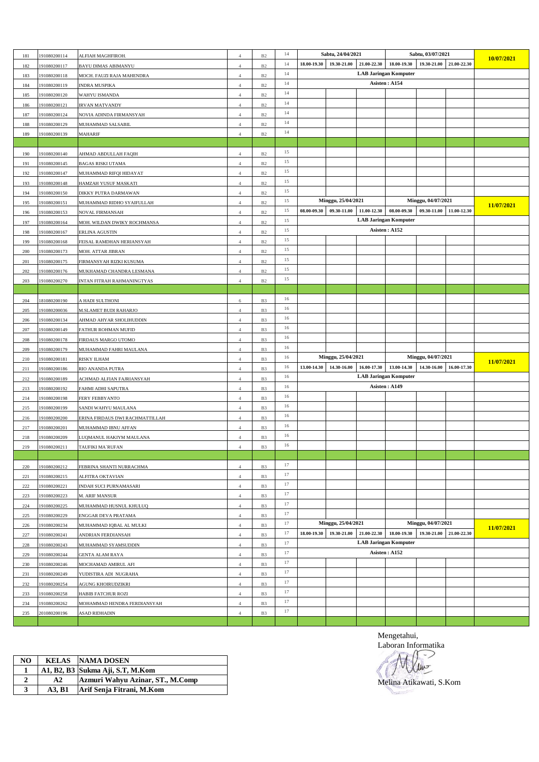| | | | | | | | | | | | | | |
|---|---|---|---|---|---|---|---|---|---|---|---|---|---|
| 181 | 191080200114 | ALFIAH MAGHFIROH. | 4 | B2 | 14 | Sabtu, 24/04/2021 | | | Sabtu, 03/07/2021 | | | 10/07/2021 |
| 182 | 191080200117 | BAYU DIMAS ABIMANYU | 4 | B2 | 14 | 18.00-19.30 | 19.30-21.00 | 21.00-22.30 | 18.00-19.30 | 19.30-21.00 | 21.00-22.30 | |
| 183 | 191080200118 | MOCH. FAUZI RAJA MAHENDRA | 4 | B2 | 14 | LAB Jaringan Komputer | | | | | | |
| 184 | 191080200119 | INDRA MUSPIKA | 4 | B2 | 14 | Asisten : A154 | | | | | | |
| 185 | 191080200120 | WAHYU ISMANDA | 4 | B2 | 14 | | | | | | | |
| 186 | 191080200121 | IRVAN MATVANDY | 4 | B2 | 14 | | | | | | | |
| 187 | 191080200124 | NOVIA ADINDA FIRMANSYAH | 4 | B2 | 14 | | | | | | | |
| 188 | 191080200129 | MUHAMMAD SALSABIL | 4 | B2 | 14 | | | | | | | |
| 189 | 191080200139 | MAHARIF | 4 | B2 | 14 | | | | | | | |
| | | | | | | | | | | | | |
| 190 | 191080200140 | AHMAD ABDULLAH FAQIH | 4 | B2 | 15 | | | | | | | |
| 191 | 191080200145 | BAGAS RISKI UTAMA | 4 | B2 | 15 | | | | | | | |
| 192 | 191080200147 | MUHAMMAD RIFQI HIDAYAT | 4 | B2 | 15 | | | | | | | |
| 193 | 191080200148 | HAMZAH YUSUF MASKATI | 4 | B2 | 15 | | | | | | | |
| 194 | 191080200150 | DIKKY PUTRA DARMAWAN | 4 | B2 | 15 | | | | | | | |
| 195 | 191080200151 | MUHAMMAD RIDHO SYAIFULLAH | 4 | B2 | 15 | Minggu, 25/04/2021 | | | Minggu, 04/07/2021 | | | 11/07/2021 |
| 196 | 191080200153 | NOVAL FIRMANSAH | 4 | B2 | 15 | 08.00-09.30 | 09.30-11.00 | 11.00-12.30 | 08.00-09.30 | 09.30-11.00 | 11.00-12.30 | |
| 197 | 191080200164 | MOH. WILDAN DWIKY ROCHMANSA | 4 | B2 | 15 | LAB Jaringan Komputer | | | | | | |
| 198 | 191080200167 | ERLINA AGUSTIN | 4 | B2 | 15 | Asisten : A152 | | | | | | |
| 199 | 191080200168 | FEISAL RAMDHAN HERIANSYAH | 4 | B2 | 15 | | | | | | | |
| 200 | 191080200173 | MOH. ATTAR JIBRAN | 4 | B2 | 15 | | | | | | | |
| 201 | 191080200175 | FIRMANSYAH RIZKI KUSUMA | 4 | B2 | 15 | | | | | | | |
| 202 | 191080200176 | MUKHAMAD CHANDRA LESMANA | 4 | B2 | 15 | | | | | | | |
| 203 | 191080200270 | INTAN FITRAH RAHMANINGTYAS | 4 | B2 | 15 | | | | | | | |
| | | | | | | | | | | | | |
| 204 | 181080200190 | A HADI SULTHONI | 6 | B3 | 16 | | | | | | | |
| 205 | 191080200036 | M.SLAMET BUDI RAHARJO | 4 | B3 | 16 | | | | | | | |
| 206 | 191080200134 | AHMAD AHYAR SHOLIHUDDIN | 4 | B3 | 16 | | | | | | | |
| 207 | 191080200149 | FATHUR ROHMAN MUFID | 4 | B3 | 16 | | | | | | | |
| 208 | 191080200178 | FIRDAUS MARGO UTOMO | 4 | B3 | 16 | | | | | | | |
| 209 | 191080200179 | MUHAMMAD FAHRI MAULANA | 4 | B3 | 16 | | | | | | | |
| 210 | 191080200181 | RISKY ILHAM | 4 | B3 | 16 | Minggu, 25/04/2021 | | | Minggu, 04/07/2021 | | | 11/07/2021 |
| 211 | 191080200186 | RIO ANANDA PUTRA | 4 | B3 | 16 | 13.00-14.30 | 14.30-16.00 | 16.00-17.30 | 13.00-14.30 | 14.30-16.00 | 16.00-17.30 | |
| 212 | 191080200189 | ACHMAD ALFIAN FAJRIANSYAH | 4 | B3 | 16 | LAB Jaringan Komputer | | | | | | |
| 213 | 191080200192 | FAHMI ADHI SAPUTRA | 4 | B3 | 16 | Asisten : A149 | | | | | | |
| 214 | 191080200198 | FERY FEBBYANTO | 4 | B3 | 16 | | | | | | | |
| 215 | 191080200199 | SANDI WAHYU MAULANA | 4 | B3 | 16 | | | | | | | |
| 216 | 191080200200 | ERINA FIRDAUS DWI RACHMATTILLAH | 4 | B3 | 16 | | | | | | | |
| 217 | 191080200201 | MUHAMMAD IBNU AFFAN | 4 | B3 | 16 | | | | | | | |
| 218 | 191080200209 | LUQMANUL HAKIYM MAULANA | 4 | B3 | 16 | | | | | | | |
| 219 | 191080200211 | TAUFIKI MA`RUFAN | 4 | B3 | 16 | | | | | | | |
| | | | | | | | | | | | | |
| 220 | 191080200212 | FEBRINA SHANTI NURRACHMA | 4 | B3 | 17 | | | | | | | |
| 221 | 191080200215 | ALFITRA OKTAVIAN | 4 | B3 | 17 | | | | | | | |
| 222 | 191080200221 | INDAH SUCI PURNAMASARI | 4 | B3 | 17 | | | | | | | |
| 223 | 191080200223 | M. ARIF MANSUR | 4 | B3 | 17 | | | | | | | |
| 224 | 191080200225 | MUHAMMAD HUSNUL KHULUQ | 4 | B3 | 17 | | | | | | | |
| 225 | 191080200229 | ENGGAR DEVA PRATAMA | 4 | B3 | 17 | | | | | | | |
| 226 | 191080200234 | MUHAMMAD IQBAL AL MULKI | 4 | B3 | 17 | Minggu, 25/04/2021 | | | Minggu, 04/07/2021 | | | 11/07/2021 |
| 227 | 191080200241 | ANDRIAN FERDIANSAH | 4 | B3 | 17 | 18.00-19.30 | 19.30-21.00 | 21.00-22.30 | 18.00-19.30 | 19.30-21.00 | 21.00-22.30 | |
| 228 | 191080200243 | MUHAMMAD SYAMSUDDIN | 4 | B3 | 17 | LAB Jaringan Komputer | | | | | | |
| 229 | 191080200244 | GENTA ALAM RAYA | 4 | B3 | 17 | Asisten : A152 | | | | | | |
| 230 | 191080200246 | MOCHAMAD AMIRUL AFI | 4 | B3 | 17 | | | | | | | |
| 231 | 191080200249 | YUDISTIRA ADI NUGRAHA | 4 | B3 | 17 | | | | | | | |
| 232 | 191080200254 | AGUNG KHOIRUDZIKRI | 4 | B3 | 17 | | | | | | | |
| 233 | 191080200258 | HABIB FATCHUR ROZI | 4 | B3 | 17 | | | | | | | |
| 234 | 191080200262 | MOHAMMAD HENDRA FERDIANSYAH | 4 | B3 | 17 | | | | | | | |
| 235 | 201080200196 | ASAD RIDHADIN | 4 | B3 | 17 | | | | | | | |

| NO | KELAS | NAMA DOSEN |
|---|---|---|
| 1 | A1, B2, B3 | Sukma Aji, S.T, M.Kom |
| 2 | A2 | Azmuri Wahyu Azinar, ST., M.Comp |
| 3 | A3, B1 | Arif Senja Fitrani, M.Kom |

Mengetahui,
Laboran Informatika

Melina Atikawati, S.Kom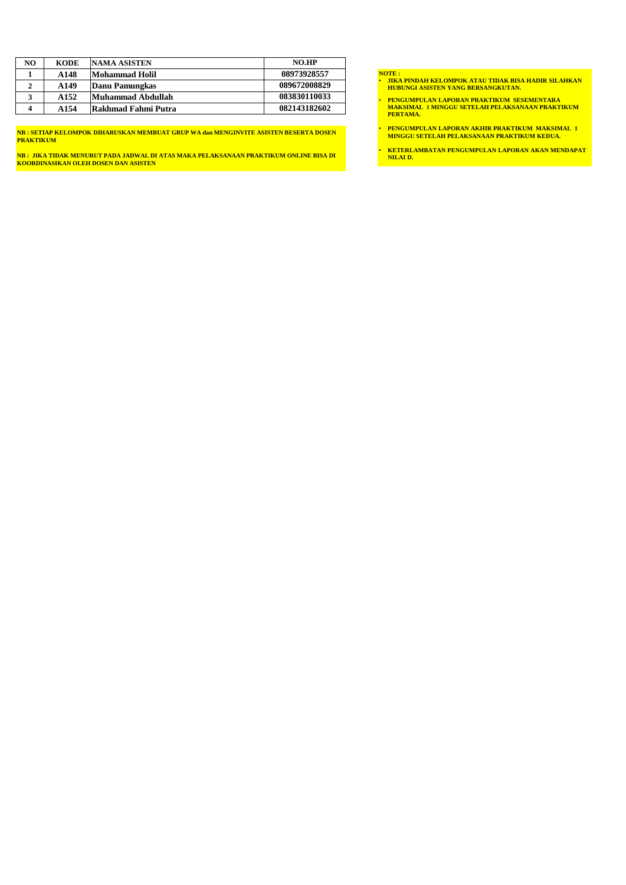| NO | KODE | NAMA ASISTEN | NO.HP |
|---|---|---|---|
| 1 | A148 | Mohammad Holil | 08973928557 |
| 2 | A149 | Danu Pamungkas | 089672008829 |
| 3 | A152 | Muhammad Abdullah | 083830110033 |
| 4 | A154 | Rakhmad Fahmi Putra | 082143182602 |

**NB : SETIAP KELOMPOK DIHARUSKAN MEMBUAT GRUP WA dan MENGINVITE ASISTEN BESERTA DOSEN PRAKTIKUM**

**NB : JIKA TIDAK MENURUT PADA JADWAL DI ATAS MAKA PELAKSANAAN PRAKTIKUM ONLINE BISA DI KOORDINASIKAN OLEH DOSEN DAN ASISTEN**

**NOTE :**

- **JIKA PINDAH KELOMPOK ATAU TIDAK BISA HADIR SILAHKAN HUBUNGI ASISTEN YANG BERSANGKUTAN.**
- **PENGUMPULAN LAPORAN PRAKTIKUM SESEMENTARA MAKSIMAL 1 MINGGU SETELAH PELAKSANAAN PRAKTIKUM PERTAMA.**
- **PENGUMPULAN LAPORAN AKHIR PRAKTIKUM MAKSIMAL 1 MINGGU SETELAH PELAKSANAAN PRAKTIKUM KEDUA.**
- **KETERLAMBATAN PENGUMPULAN LAPORAN AKAN MENDAPAT NILAI D.**